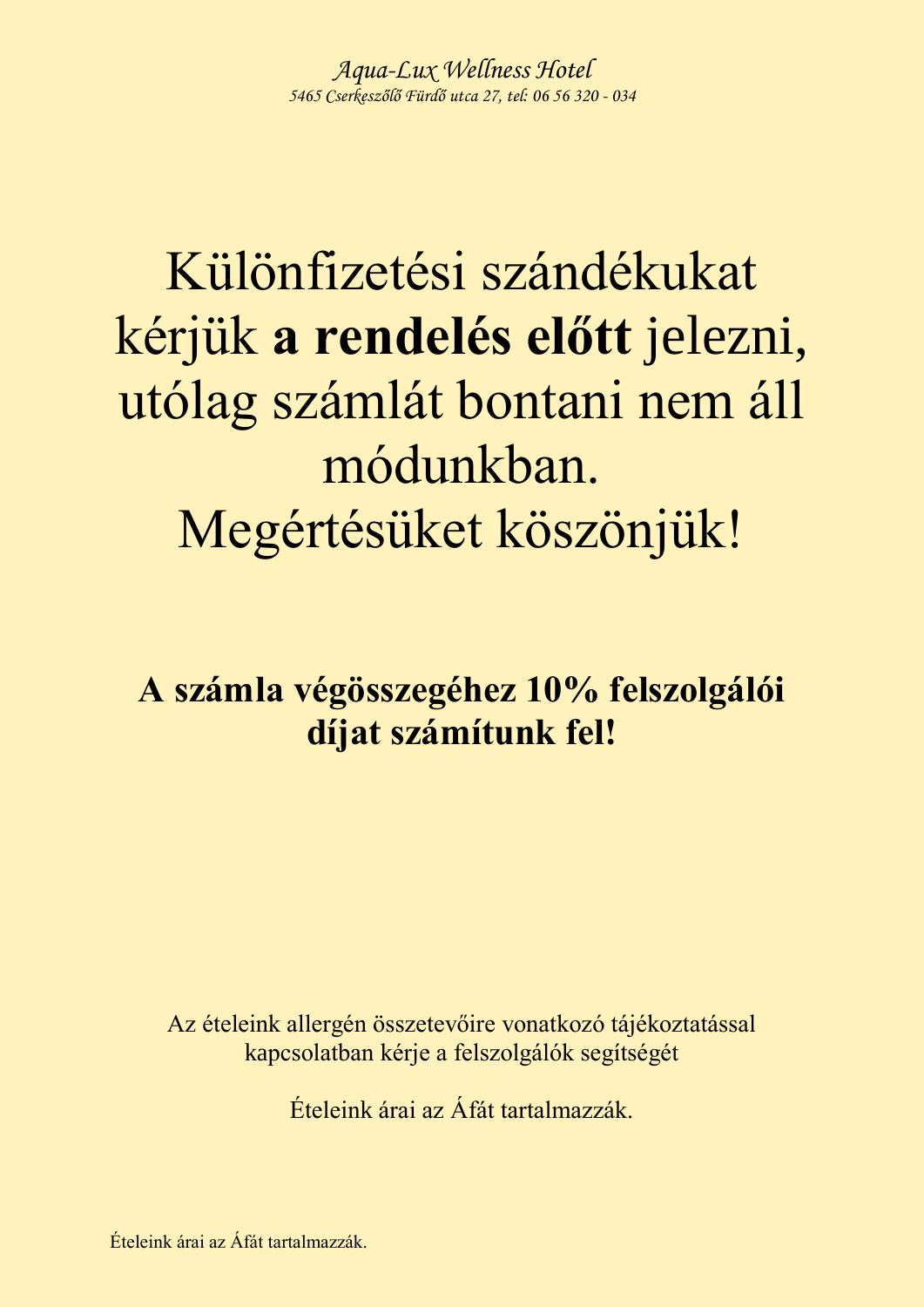*Aqua-Lux Wellness Hotel*

*5465 Cserkeszőlő Fürdő utca 27, tel: 06 56 320 - 034*

# Különfizetési szándékukat kérjük **a rendelés előtt** jelezni, utólag számlát bontani nem áll módunkban. Megértésüket köszönjük!

**A számla végösszegéhez 10% felszolgálói díjat számítunk fel!**

Az ételeink allergén összetevőire vonatkozó tájékoztatással kapcsolatban kérje a felszolgálók segítségét

Ételeink árai az Áfát tartalmazzák.

Ételeink árai az Áfát tartalmazzák.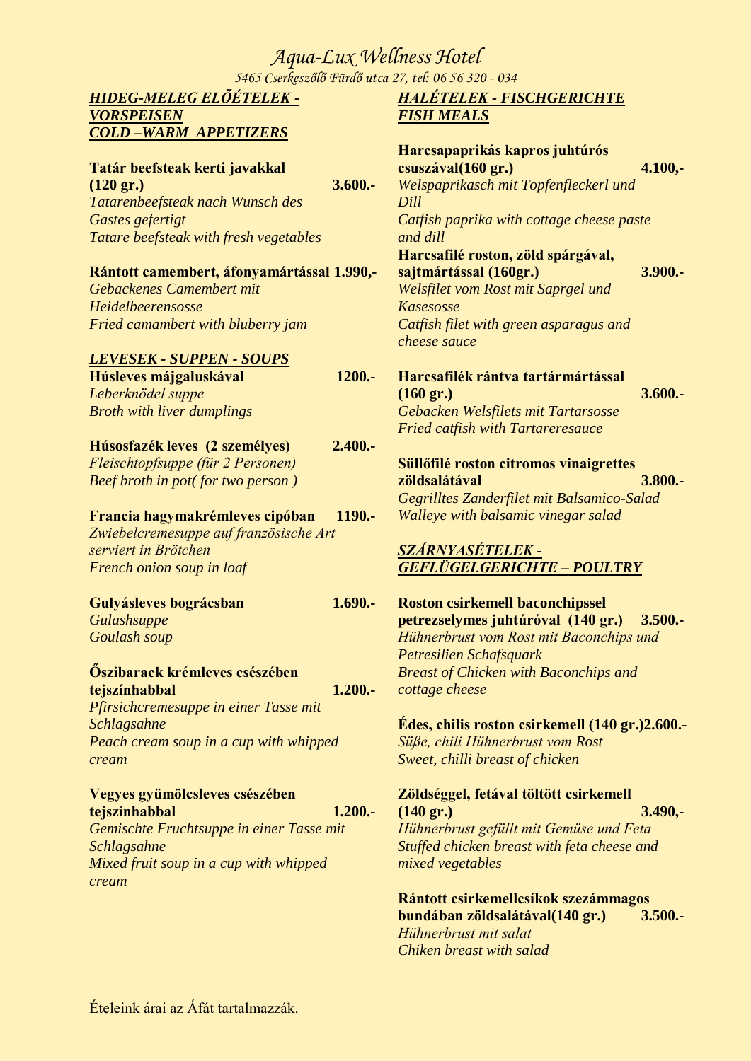# Aqua-Lux Wellness Hotel

5465 Cserkeszőlő Fürdő utca 27, tel: 06 56 320 - 034

## *HIDEG-MELEG ELŐÉTELEK - VORSPEISEN COLD –WARM APPETIZERS*

**Tatár beefsteak kerti javakkal (120 gr.)** **3.600.-**
*Tatarenbeefsteak nach Wunsch des Gastes gefertigt*
*Tatare beefsteak with fresh vegetables*

**Rántott camembert, áfonyamártással** **1.990,-**
*Gebackenes Camembert mit Heidelbeerensosse*
*Fried camambert with bluberry jam*

## *LEVESEK - SUPPEN - SOUPS*

**Húsleves májgaluskával** **1200.-**
*Leberknödel suppe*
*Broth with liver dumplings*

**Húsosfazék leves (2 személyes)** **2.400.-**
*Fleischtopfsuppe (für 2 Personen)*
*Beef broth in pot( for two person )*

**Francia hagymakrémleves cipóban** **1190.-**
*Zwiebelcremesuppe auf französische Art serviert in Brötchen*
*French onion soup in loaf*

**Gulyásleves bográcsban** **1.690.-**
*Gulashsuppe*
*Goulash soup*

**Őszibarack krémleves csészében tejszínhabbal** **1.200.-**
*Pfirsichcremesuppe in einer Tasse mit Schlagsahne*
*Peach cream soup in a cup with whipped cream*

**Vegyes gyümölcsleves csészében tejszínhabbal** **1.200.-**
*Gemischte Fruchtsuppe in einer Tasse mit Schlagsahne*
*Mixed fruit soup in a cup with whipped cream*

## *HALÉTELEK - FISCHGERICHTE FISH MEALS*

**Harcsapaprikás kapros juhtúrós csuszával(160 gr.)** **4.100,-**
*Welspaprikasch mit Topfenfleckerl und Dill*
*Catfish paprika with cottage cheese paste and dill*

**Harcsafilé roston, zöld spárgával, sajtmártással (160gr.)** **3.900.-**
*Welsfilet vom Rost mit Saprgel und Kasesosse*
*Catfish filet with green asparagus and cheese sauce*

**Harcsafilék rántva tartármártással (160 gr.)** **3.600.-**
*Gebacken Welsfilets mit Tartarsosse*
*Fried catfish with Tartareresauce*

**Süllőfilé roston citromos vinaigrettes zöldsalátával** **3.800.-**
*Gegrilltes Zanderfilet mit Balsamico-Salad*
*Walleye with balsamic vinegar salad*

## *SZÁRNYASÉTELEK - GEFLÜGELGERICHTE – POULTRY*

**Roston csirkemell baconchipssel petrezselymes juhtúróval (140 gr.)** **3.500.-**
*Hühnerbrust vom Rost mit Baconchips und Petresilien Schafsquark*
*Breast of Chicken with Baconchips and cottage cheese*

**Édes, chilis roston csirkemell (140 gr.)** **2.600.-**
*Süße, chili Hühnerbrust vom Rost*
*Sweet, chilli breast of chicken*

**Zöldséggel, fetával töltött csirkemell (140 gr.)** **3.490,-**
*Hühnerbrust gefüllt mit Gemüse und Feta*
*Stuffed chicken breast with feta cheese and mixed vegetables*

**Rántott csirkemellcsíkok szezámmagos bundában zöldsalátával(140 gr.)** **3.500.-**
*Hühnerbrust mit salat*
*Chiken breast with salad*

Ételeink árai az Áfát tartalmazzák.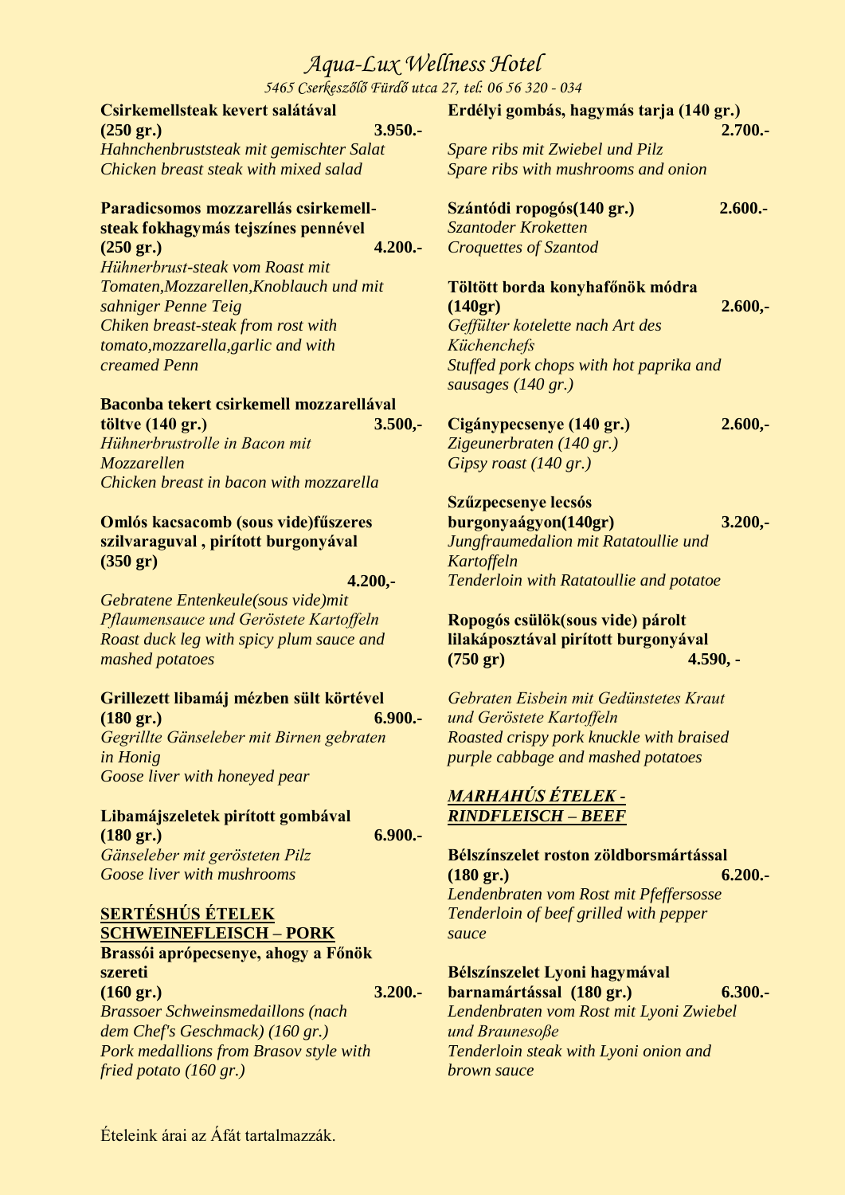# *Aqua-Lux Wellness Hotel*

*5465 Cserkeszőlő Fürdő utca 27, tel: 06 56 320 - 034*

**Csirkemellsteak kevert salátával (250 gr.)** **3.950.-**
*Hahnchenbruststeak mit gemischter Salat*
*Chicken breast steak with mixed salad*

**Paradicsomos mozzarellás csirkemell-steak fokhagymás tejszínes pennével (250 gr.)** **4.200.-**
*Hühnerbrust-steak vom Roast mit Tomaten,Mozzarellen,Knoblauch und mit sahniger Penne Teig*
*Chiken breast-steak from rost with tomato,mozzarella,garlic and with creamed Penn*

**Baconba tekert csirkemell mozzarellával töltve (140 gr.)** **3.500,-**
*Hühnerbrustrolle in Bacon mit Mozzarellen*
*Chicken breast in bacon with mozzarella*

**Omlós kacsacomb (sous vide)fűszeres szilvaraguval , pirított burgonyával (350 gr)** **4.200,-**
*Gebratene Entenkeule(sous vide)mit Pflaumensauce und Geröstete Kartoffeln*
*Roast duck leg with spicy plum sauce and mashed potatoes*

**Grillezett libamáj mézben sült körtével (180 gr.)** **6.900.-**
*Gegrillte Gänseleber mit Birnen gebraten in Honig*
*Goose liver with honeyed pear*

**Libamájszeletek pirított gombával (180 gr.)** **6.900.-**
*Gänseleber mit gerösteten Pilz*
*Goose liver with mushrooms*

## SERTÉSHÚS ÉTELEK SCHWEINEFLEISCH – PORK

**Brassói aprópecsenye, ahogy a Főnök szereti (160 gr.)** **3.200.-**
*Brassoer Schweinsmedaillons (nach dem Chef's Geschmack) (160 gr.)*
*Pork medallions from Brasov style with fried potato (160 gr.)*

**Erdélyi gombás, hagymás tarja (140 gr.)** **2.700.-**
*Spare ribs mit Zwiebel und Pilz*
*Spare ribs with mushrooms and onion*

**Szántódi ropogós(140 gr.)** **2.600.-**
*Szantoder Kroketten*
*Croquettes of Szantod*

**Töltött borda konyhafőnök módra (140gr)** **2.600,-**
*Geffülter kotelette nach Art des Küchenchefs*
*Stuffed pork chops with hot paprika and sausages (140 gr.)*

**Cigánypecsenye (140 gr.)** **2.600,-**
*Zigeunerbraten (140 gr.)*
*Gipsy roast (140 gr.)*

**Szűzpecsenye lecsós burgonyaágyon(140gr)** **3.200,-**
*Jungfraumedalion mit Ratatoullie und Kartoffeln*
*Tenderloin with Ratatoullie and potatoe*

**Ropogós csülök(sous vide) párolt lilakáposztával pirított burgonyával (750 gr)** **4.590, -**
*Gebraten Eisbein mit Gedünstetes Kraut und Geröstete Kartoffeln*
*Roasted crispy pork knuckle with braised purple cabbage and mashed potatoes*

## *MARHAHÚS ÉTELEK - RINDFLEISCH – BEEF*

**Bélszínszelet roston zöldborsmártással (180 gr.)** **6.200.-**
*Lendenbraten vom Rost mit Pfeffersosse*
*Tenderloin of beef grilled with pepper sauce*

**Bélszínszelet Lyoni hagymával barnamártással (180 gr.)** **6.300.-**
*Lendenbraten vom Rost mit Lyoni Zwiebel und Braunesoße*
*Tenderloin steak with Lyoni onion and brown sauce*

Ételeink árai az Áfát tartalmazzák.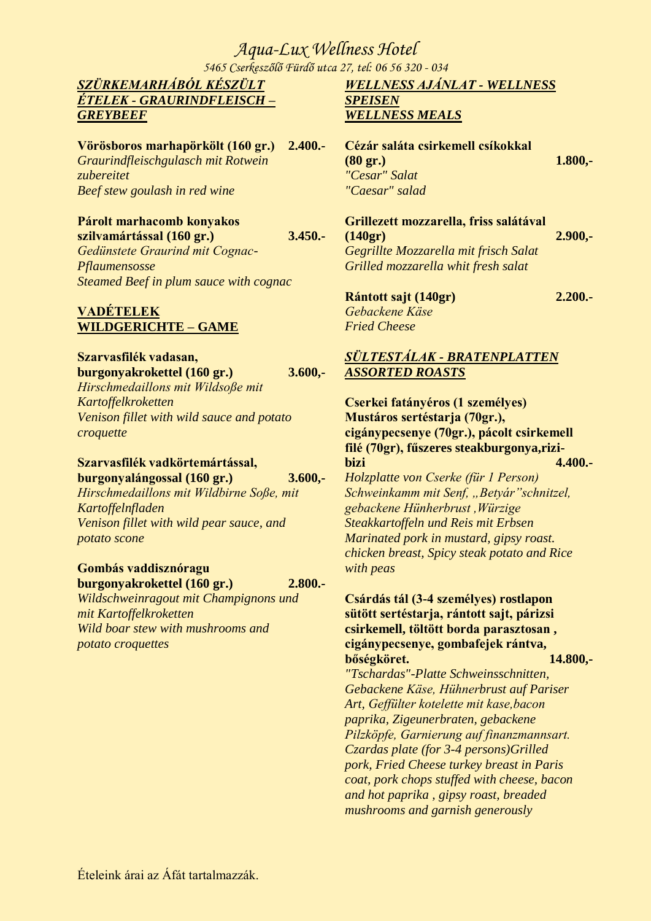# Aqua-Lux Wellness Hotel

*5465 Cserkeszőlő Fürdő utca 27, tel: 06 56 320 - 034*

## *SZÜRKEMARHÁBÓL KÉSZÜLT ÉTELEK - GRAURINDFLEISCH – GREYBEEF*

**Vörösboros marhapörkölt (160 gr.) 2.400.-**
*Graurindfleischgulasch mit Rotwein zubereitet*
*Beef stew goulash in red wine*

**Párolt marhacomb konyakos szilvamártással (160 gr.) 3.450.-**
*Gedünstete Graurind mit Cognac-Pflaumensosse*
*Steamed Beef in plum sauce with cognac*

## VADÉTELEK WILDGERICHTE – GAME

**Szarvasfilék vadasan, burgonyakrokettel (160 gr.) 3.600,-**
*Hirschmedaillons mit Wildsoße mit Kartoffelkroketten*
*Venison fillet with wild sauce and potato croquette*

**Szarvasfilék vadkörtemártással, burgonyalángossal (160 gr.) 3.600,-**
*Hirschmedaillons mit Wildbirne Soße, mit Kartoffelnfladen*
*Venison fillet with wild pear sauce, and potato scone*

**Gombás vaddisznóragu burgonyakrokettel (160 gr.) 2.800.-**
*Wildschweinragout mit Champignons und mit Kartoffelkroketten*
*Wild boar stew with mushrooms and potato croquettes*

## *WELLNESS AJÁNLAT - WELLNESS SPEISEN WELLNESS MEALS*

**Cézár saláta csirkemell csíkokkal (80 gr.) 1.800,-**
*"Cesar" Salat*
*"Caesar" salad*

**Grillezett mozzarella, friss salátával (140gr) 2.900,-**
*Gegrillte Mozzarella mit frisch Salat*
*Grilled mozzarella whit fresh salat*

**Rántott sajt (140gr) 2.200.-**
*Gebackene Käse*
*Fried Cheese*

## *SÜLTESTÁLAK - BRATENPLATTEN ASSORTED ROASTS*

**Cserkei fatányéros (1 személyes) Mustáros sertéstarja (70gr.), cigánypecsenye (70gr.), pácolt csirkemell filé (70gr), fűszeres steakburgonya,rizi-bizi 4.400.-**
*Holzplatte von Cserke (für 1 Person) Schweinkamm mit Senf, „Betyár"schnitzel, gebackene Hünherbrust ,Würzige Steakkartoffeln und Reis mit Erbsen*
*Marinated pork in mustard, gipsy roast. chicken breast, Spicy steak potato and Rice with peas*

**Csárdás tál (3-4 személyes) rostlapon sütött sertéstarja, rántott sajt, párizsi csirkemell, töltött borda parasztosan , cigánypecsenye, gombafejek rántva, bőségköret. 14.800,-**
*"Tschardas"-Platte Schweinsschnitten, Gebackene Käse, Hühnerbrust auf Pariser Art, Geffülter kotelette mit kase,bacon paprika, Zigeunerbraten, gebackene Pilzköpfe, Garnierung auf finanzmannsart.*
*Czardas plate (for 3-4 persons)Grilled pork, Fried Cheese turkey breast in Paris coat, pork chops stuffed with cheese, bacon and hot paprika , gipsy roast, breaded mushrooms and garnish generously*

Ételeink árai az Áfát tartalmazzák.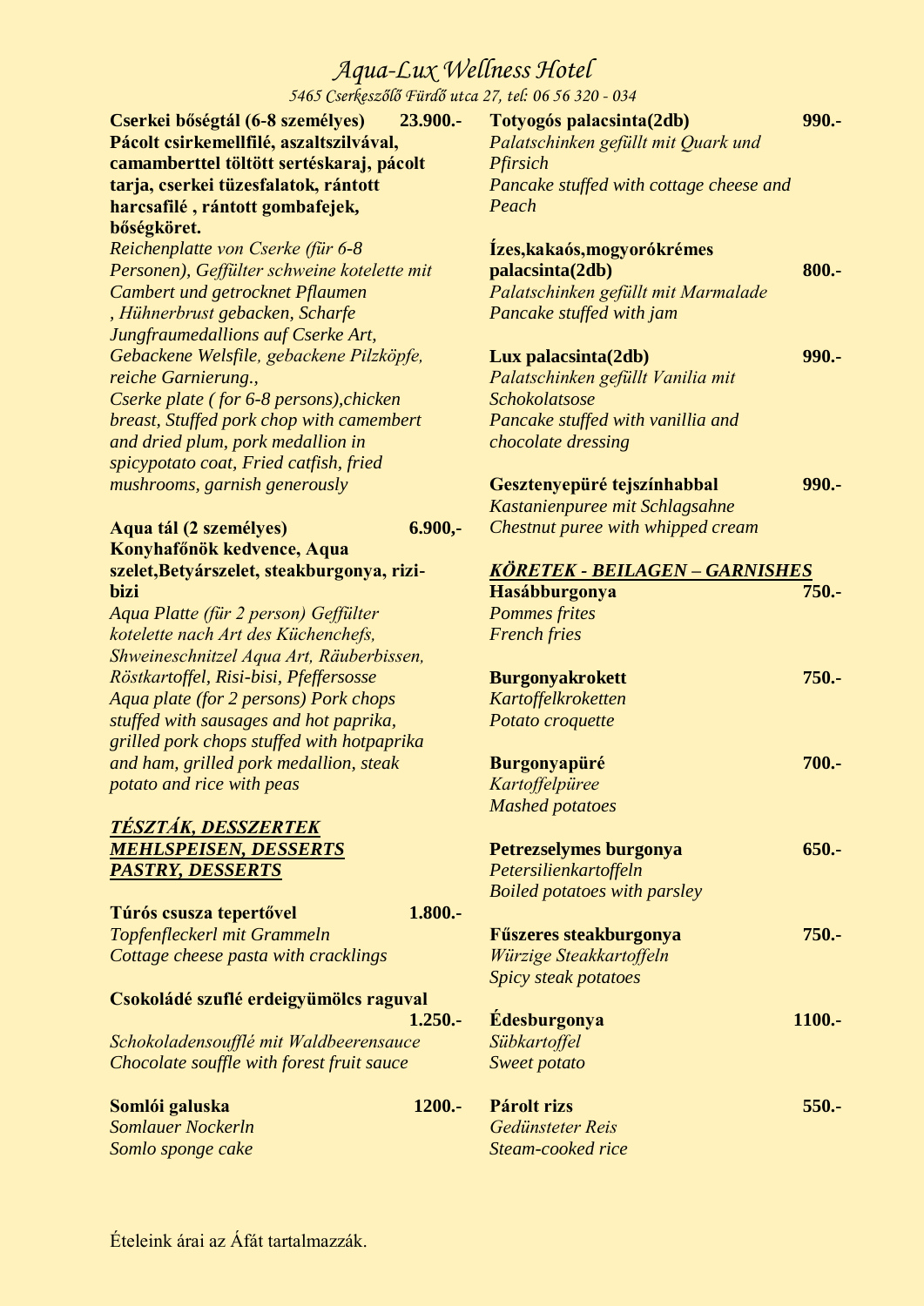# Aqua-Lux Wellness Hotel

5465 Cserkeszőlő Fürdő utca 27, tel: 06 56 320 - 034

**Cserkei bőségtál (6-8 személyes) 23.900.-**
**Pácolt csirkemellfilé, aszaltszilvával, camamberttel töltött sertéskaraj, pácolt tarja, cserkei tüzesfalatok, rántott harcsafilé , rántott gombafejek, bőségköret.**
*Reichenplatte von Cserke (für 6-8 Personen), Geffülter schweine kotelette mit Cambert und getrocknet Pflaumen , Hühnerbrust gebacken, Scharfe Jungfraumedallions auf Cserke Art, Gebackene Welsfile, gebackene Pilzköpfe, reiche Garnierung.,*
*Cserke plate ( for 6-8 persons),chicken breast, Stuffed pork chop with camembert and dried plum, pork medallion in spicypotato coat, Fried catfish, fried mushrooms, garnish generously*

**Aqua tál (2 személyes) 6.900,-**
**Konyhafőnök kedvence, Aqua szelet,Betyárszelet, steakburgonya, rizi-bizi**
*Aqua Platte (für 2 person) Geffülter kotelette nach Art des Küchenchefs, Shweineschnitzel Aqua Art, Räuberbissen, Röstkartoffel, Risi-bisi, Pfeffersosse*
*Aqua plate (for 2 persons) Pork chops stuffed with sausages and hot paprika, grilled pork chops stuffed with hotpaprika and ham, grilled pork medallion, steak potato and rice with peas*

## *TÉSZTÁK, DESSZERTEK*
## *MEHLSPEISEN, DESSERTS*
## *PASTRY, DESSERTS*

**Túrós csusza tepertővel 1.800.-**
*Topfenfleckerl mit Grammeln*
*Cottage cheese pasta with cracklings*

**Csokoládé szuflé erdeigyümölcs raguval 1.250.-**
*Schokoladensoufflé mit Waldbeerensauce*
*Chocolate souffle with forest fruit sauce*

**Somlói galuska 1200.-**
*Somlauer Nockerln*
*Somlo sponge cake*

**Totyogós palacsinta(2db) 990.-**
*Palatschinken gefüllt mit Quark und Pfirsich*
*Pancake stuffed with cottage cheese and Peach*

**Ízes,kakaós,mogyorókrémes palacsinta(2db) 800.-**
*Palatschinken gefüllt mit Marmalade*
*Pancake stuffed with jam*

**Lux palacsinta(2db) 990.-**
*Palatschinken gefüllt Vanilia mit Schokolatsose*
*Pancake stuffed with vanillia and chocolate dressing*

**Gesztenyepüré tejszínhabbal 990.-**
*Kastanienpuree mit Schlagsahne*
*Chestnut puree with whipped cream*

## *KÖRETEK - BEILAGEN – GARNISHES*

**Hasábburgonya 750.-**
*Pommes frites*
*French fries*

**Burgonyakrokett 750.-**
*Kartoffelkroketten*
*Potato croquette*

**Burgonyapüré 700.-**
*Kartoffelpüree*
*Mashed potatoes*

**Petrezselymes burgonya 650.-**
*Petersilienkartoffeln*
*Boiled potatoes with parsley*

**Fűszeres steakburgonya 750.-**
*Würzige Steakkartoffeln*
*Spicy steak potatoes*

**Édesburgonya 1100.-**
*Sübkartoffel*
*Sweet potato*

**Párolt rizs 550.-**
*Gedünsteter Reis*
*Steam-cooked rice*

Ételeink árai az Áfát tartalmazzák.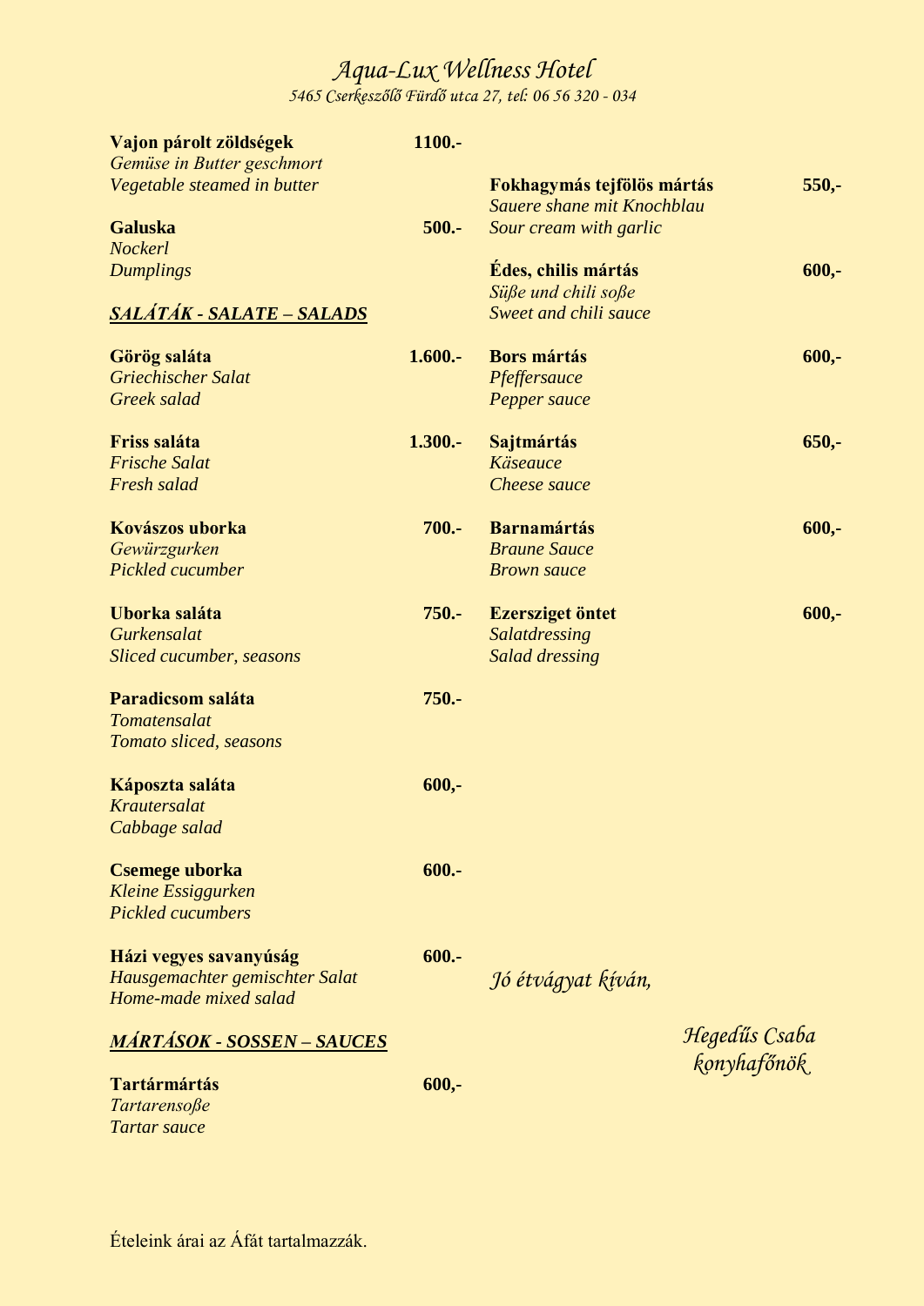# *Aqua-Lux Wellness Hotel*

*5465 Cserkeszőlő Fürdő utca 27, tel: 06 56 320 - 034*

**Vajon párolt zöldségek** **1100.-**
*Gemüse in Butter geschmort*
*Vegetable steamed in butter*

**Galuska** **500.-**
*Nockerl*
*Dumplings*

## ***SALÁTÁK - SALATE – SALADS***

**Görög saláta** **1.600.-**
*Griechischer Salat*
*Greek salad*

**Friss saláta** **1.300.-**
*Frische Salat*
*Fresh salad*

**Kovászos uborka** **700.-**
*Gewürzgurken*
*Pickled cucumber*

**Uborka saláta** **750.-**
*Gurkensalat*
*Sliced cucumber, seasons*

**Paradicsom saláta** **750.-**
*Tomatensalat*
*Tomato sliced, seasons*

**Káposzta saláta** **600,-**
*Krautersalat*
*Cabbage salad*

**Csemege uborka** **600.-**
*Kleine Essiggurken*
*Pickled cucumbers*

**Házi vegyes savanyúság** **600.-**
*Hausgemachter gemischter Salat*
*Home-made mixed salad*

## ***MÁRTÁSOK - SOSSEN – SAUCES***

**Tartármártás** **600,-**
*Tartarensoße*
*Tartar sauce*

**Fokhagymás tejfölös mártás** **550,-**
*Sauere shane mit Knochblau*
*Sour cream with garlic*

**Édes, chilis mártás** **600,-**
*Süße und chili soße*
*Sweet and chili sauce*

**Bors mártás** **600,-**
*Pfeffersauce*
*Pepper sauce*

**Sajtmártás** **650,-**
*Käseauce*
*Cheese sauce*

**Barnamártás** **600,-**
*Braune Sauce*
*Brown sauce*

**Ezersziget öntet** **600,-**
*Salatdressing*
*Salad dressing*

*Jó étvágyat kíván,*

*Hegedűs Csaba*
*konyhafőnök*

Ételeink árai az Áfát tartalmazzák.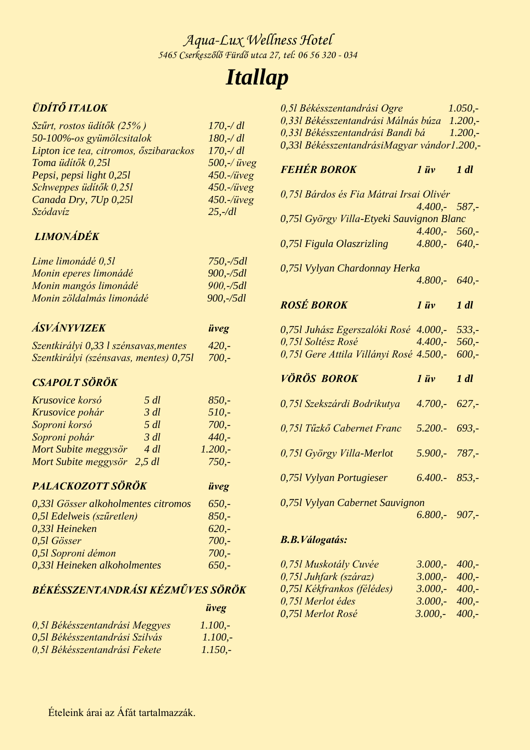*Aqua-Lux Wellness Hotel*

*5465 Cserkeszőlő Fürdő utca 27, tel: 06 56 320 - 034*

# *Itallap*

## *ÜDÍTŐ ITALOK*

| | |
|---|---|
| *Szűrt, rostos üdítők (25%)* | *170,-/ dl* |
| *50-100%-os gyümölcsitalok* | *180,-/ dl* |
| *Lipton ice tea, citromos, őszibarackos* | *170,-/ dl* |
| *Toma üdítők 0,25l* | *500,-/ üveg* |
| *Pepsi, pepsi light 0,25l* | *450.-/üveg* |
| *Schweppes üdítők 0,25l* | *450.-/üveg* |
| *Canada Dry, 7Up 0,25l* | *450.-/üveg* |
| *Szódavíz* | *25,-/dl* |

## *LIMONÁDÉK*

| | |
|---|---|
| *Lime limonádé 0,5l* | *750,-/5dl* |
| *Monin eperes limonádé* | *900,-/5dl* |
| *Monin mangós limonádé* | *900,-/5dl* |
| *Monin zöldalmás limonádé* | *900,-/5dl* |

## *ÁSVÁNYVIZEK*

| | *üveg* |
|---|---|
| *Szentkirályi 0,33 l szénsavas,mentes* | *420,-* |
| *Szentkirályi (szénsavas, mentes) 0,75l* | *700,-* |

## *CSAPOLT SÖRÖK*

| | | |
|---|---|---|
| *Krusovice korsó* | *5 dl* | *850,-* |
| *Krusovice pohár* | *3 dl* | *510,-* |
| *Soproni korsó* | *5 dl* | *700,-* |
| *Soproni pohár* | *3 dl* | *440,-* |
| *Mort Subite meggysör* | *4 dl* | *1.200,-* |
| *Mort Subite meggysör* | *2,5 dl* | *750,-* |

## *PALACKOZOTT SÖRÖK*

| | *üveg* |
|---|---|
| *0,33l Gösser alkoholmentes citromos* | *650,-* |
| *0,5l Edelweis (szűretlen)* | *850,-* |
| *0,33l Heineken* | *620,-* |
| *0,5l Gösser* | *700,-* |
| *0,5l Soproni démon* | *700,-* |
| *0,33l Heineken alkoholmentes* | *650,-* |

## *BÉKÉSSZENTANDRÁSI KÉZMŰVES SÖRÖK*

| | *üveg* |
|---|---|
| *0,5l Békésszentandrási Meggyes* | *1.100,-* |
| *0,5l Békésszentandrási Szilvás* | *1.100,-* |
| *0,5l Békésszentandrási Fekete* | *1.150,-* |
| *0,5l Békésszentandrási Ogre* | *1.050,-* |
| *0,33l Békésszentandrási Málnás búza* | *1.200,-* |
| *0,33l Békésszentandrási Bandi bá* | *1.200,-* |
| *0,33l BékésszentandrásiMagyar vándor* | *1.200,-* |

## *FEHÉR BOROK*

| | *1 üv* | *1 dl* |
|---|---|---|
| *0,75l Bárdos és Fia Mátrai Irsai Olivér* | *4.400,-* | *587,-* |
| *0,75l György Villa-Etyeki Sauvignon Blanc* | *4.400,-* | *560,-* |
| *0,75l Figula Olaszrizling* | *4.800,-* | *640,-* |
| *0,75l Vylyan Chardonnay Herka* | *4.800,-* | *640,-* |

## *ROSÉ BOROK*

| | *1 üv* | *1 dl* |
|---|---|---|
| *0,75l Juhász Egerszalóki Rosé* | *4.000,-* | *533,-* |
| *0,75l Soltész Rosé* | *4.400,-* | *560,-* |
| *0,75l Gere Attila Villányi Rosé* | *4.500,-* | *600,-* |

## *VÖRÖS BOROK*

| | *1 üv* | *1 dl* |
|---|---|---|
| *0,75l Szekszárdi Bodrikutya* | *4.700,-* | *627,-* |
| *0,75l Tűzkő Cabernet Franc* | *5.200.-* | *693,-* |
| *0,75l György Villa-Merlot* | *5.900,-* | *787,-* |
| *0,75l Vylyan Portugieser* | *6.400.-* | *853,-* |
| *0,75l Vylyan Cabernet Sauvignon* | *6.800,-* | *907,-* |

## *B.B.Válogatás:*

| | | |
|---|---|---|
| *0,75l Muskotály Cuvée* | *3.000,-* | *400,-* |
| *0,75l Juhfark (száraz)* | *3.000,-* | *400,-* |
| *0,75l Kékfrankos (félédes)* | *3.000,-* | *400,-* |
| *0,75l Merlot édes* | *3.000,-* | *400,-* |
| *0,75l Merlot Rosé* | *3.000,-* | *400,-* |

Ételeink árai az Áfát tartalmazzák.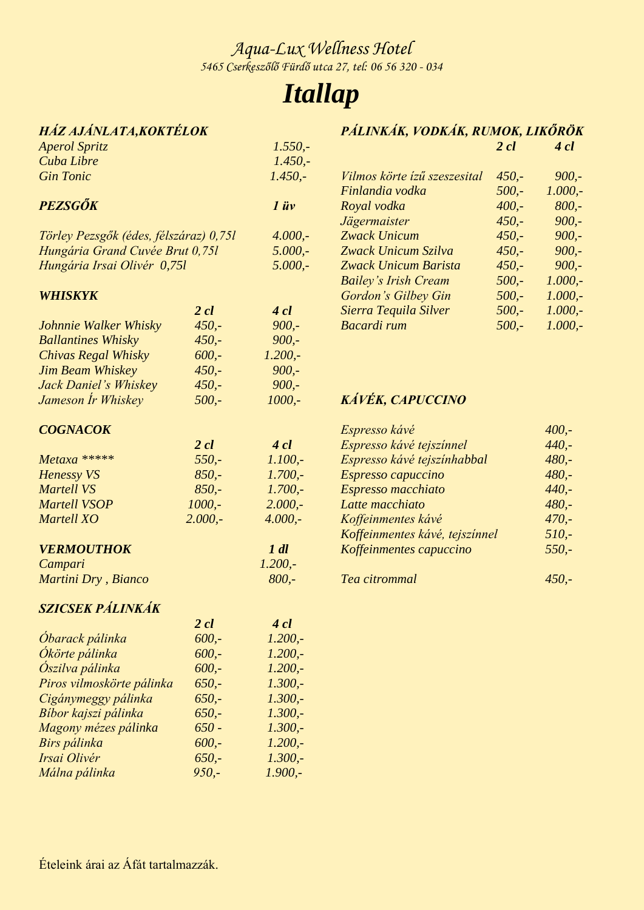*Aqua-Lux Wellness Hotel*

*5465 Cserkeszőlő Fürdő utca 27, tel: 06 56 320 - 034*

# *Itallap*

## *HÁZ AJÁNLATA,KOKTÉLOK*

| | |
|---|---|
| *Aperol Spritz* | *1.550,-* |
| *Cuba Libre* | *1.450,-* |
| *Gin Tonic* | *1.450,-* |

## *PEZSGŐK*

| | *1 üv* |
|---|---|
| *Törley Pezsgők (édes, félszáraz) 0,75l* | *4.000,-* |
| *Hungária Grand Cuvée Brut 0,75l* | *5.000,-* |
| *Hungária Irsai Olivér 0,75l* | *5.000,-* |

## *WHISKYK*

| | *2 cl* | *4 cl* |
|---|---|---|
| *Johnnie Walker Whisky* | *450,-* | *900,-* |
| *Ballantines Whisky* | *450,-* | *900,-* |
| *Chivas Regal Whisky* | *600,-* | *1.200,-* |
| *Jim Beam Whiskey* | *450,-* | *900,-* |
| *Jack Daniel's Whiskey* | *450,-* | *900,-* |
| *Jameson Ír Whiskey* | *500,-* | *1000,-* |

## *COGNACOK*

| | *2 cl* | *4 cl* |
|---|---|---|
| *Metaxa ******* | *550,-* | *1.100,-* |
| *Henessy VS* | *850,-* | *1.700,-* |
| *Martell VS* | *850,-* | *1.700,-* |
| *Martell VSOP* | *1000,-* | *2.000,-* |
| *Martell XO* | *2.000,-* | *4.000,-* |

## *VERMOUTHOK*

| | *1 dl* |
|---|---|
| *Campari* | *1.200,-* |
| *Martini Dry , Bianco* | *800,-* |

## *SZICSEK PÁLINKÁK*

| | *2 cl* | *4 cl* |
|---|---|---|
| *Óbarack pálinka* | *600,-* | *1.200,-* |
| *Ókörte pálinka* | *600,-* | *1.200,-* |
| *Ószilva pálinka* | *600,-* | *1.200,-* |
| *Piros vilmoskörte pálinka* | *650,-* | *1.300,-* |
| *Cigánymeggy pálinka* | *650,-* | *1.300,-* |
| *Bíbor kajszi pálinka* | *650,-* | *1.300,-* |
| *Magony mézes pálinka* | *650 -* | *1.300,-* |
| *Birs pálinka* | *600,-* | *1.200,-* |
| *Irsai Olivér* | *650,-* | *1.300,-* |
| *Málna pálinka* | *950,-* | *1.900,-* |

## *PÁLINKÁK, VODKÁK, RUMOK, LIKŐRÖK*

| | *2 cl* | *4 cl* |
|---|---|---|
| *Vilmos körte ízű szeszesital* | *450,-* | *900,-* |
| *Finlandia vodka* | *500,-* | *1.000,-* |
| *Royal vodka* | *400,-* | *800,-* |
| *Jägermaister* | *450,-* | *900,-* |
| *Zwack Unicum* | *450,-* | *900,-* |
| *Zwack Unicum Szilva* | *450,-* | *900,-* |
| *Zwack Unicum Barista* | *450,-* | *900,-* |
| *Bailey's Irish Cream* | *500,-* | *1.000,-* |
| *Gordon's Gilbey Gin* | *500,-* | *1.000,-* |
| *Sierra Tequila Silver* | *500,-* | *1.000,-* |
| *Bacardi rum* | *500,-* | *1.000,-* |

## *KÁVÉK, CAPUCCINO*

| | |
|---|---|
| *Espresso kávé* | *400,-* |
| *Espresso kávé tejszínnel* | *440,-* |
| *Espresso kávé tejszínhabbal* | *480,-* |
| *Espresso capuccino* | *480,-* |
| *Espresso macchiato* | *440,-* |
| *Latte macchiato* | *480,-* |
| *Koffeinmentes kávé* | *470,-* |
| *Koffeinmentes kávé, tejszínnel* | *510,-* |
| *Koffeinmentes capuccino* | *550,-* |
| *Tea citrommal* | *450,-* |

Ételeink árai az Áfát tartalmazzák.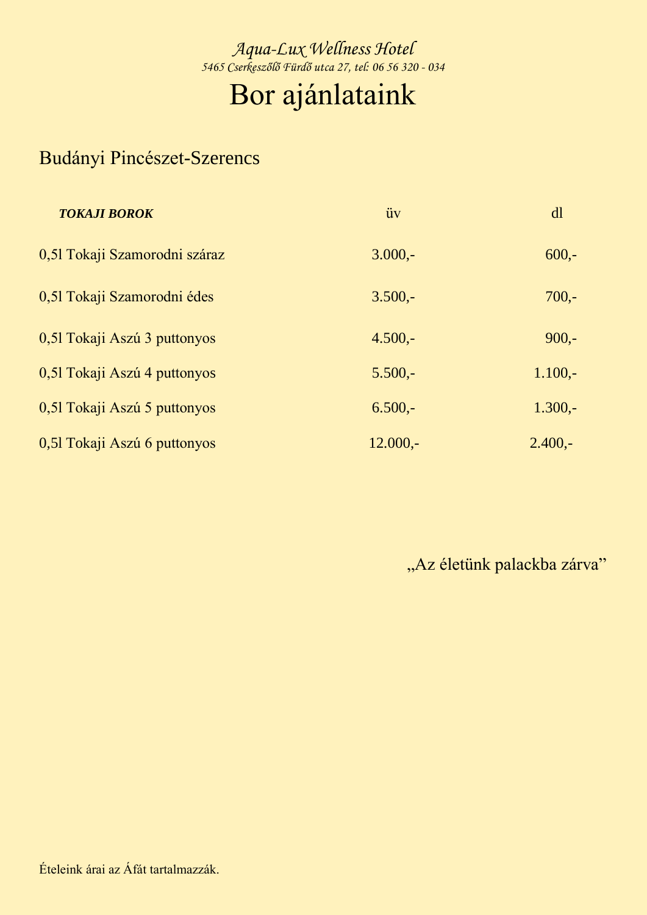*Aqua-Lux Wellness Hotel*

*5465 Cserkeszőlő Fürdő utca 27, tel: 06 56 320 - 034*

# Bor ajánlataink

## Budányi Pincészet-Szerencs

| ***TOKAJI BOROK*** | üv | dl |
|---|---|---|
| 0,5l Tokaji Szamorodni száraz | 3.000,- | 600,- |
| 0,5l Tokaji Szamorodni édes | 3.500,- | 700,- |
| 0,5l Tokaji Aszú 3 puttonyos | 4.500,- | 900,- |
| 0,5l Tokaji Aszú 4 puttonyos | 5.500,- | 1.100,- |
| 0,5l Tokaji Aszú 5 puttonyos | 6.500,- | 1.300,- |
| 0,5l Tokaji Aszú 6 puttonyos | 12.000,- | 2.400,- |

„Az életünk palackba zárva"

Ételeink árai az Áfát tartalmazzák.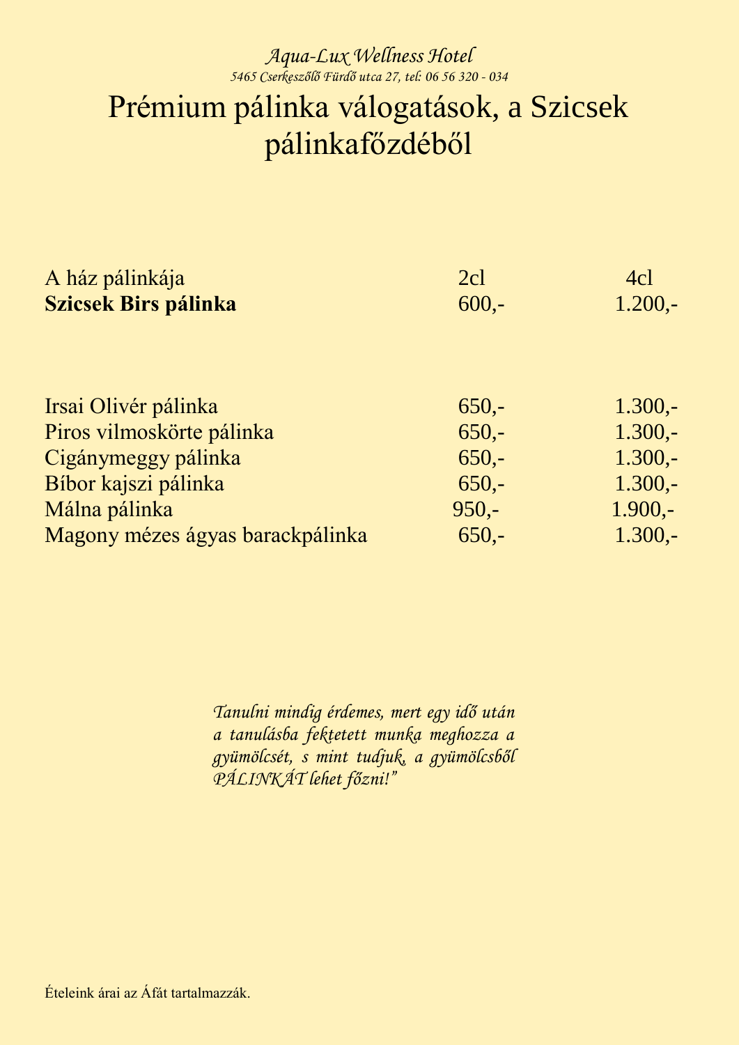*Aqua-Lux Wellness Hotel*

*5465 Cserkeszőlő Fürdő utca 27, tel: 06 56 320 - 034*

# Prémium pálinka válogatások, a Szicsek pálinkafőzdéből

| A ház pálinkája | 2cl | 4cl |
|---|---|---|
| **Szicsek Birs pálinka** | 600,- | 1.200,- |

| | | |
|---|---|---|
| Irsai Olivér pálinka | 650,- | 1.300,- |
| Piros vilmoskörte pálinka | 650,- | 1.300,- |
| Cigánymeggy pálinka | 650,- | 1.300,- |
| Bíbor kajszi pálinka | 650,- | 1.300,- |
| Málna pálinka | 950,- | 1.900,- |
| Magony mézes ágyas barackpálinka | 650,- | 1.300,- |

*Tanulni mindig érdemes, mert egy idő után a tanulásba fektetett munka meghozza a gyümölcsét, s mint tudjuk, a gyümölcsből PÁLINKÁT lehet főzni!"*

Ételeink árai az Áfát tartalmazzák.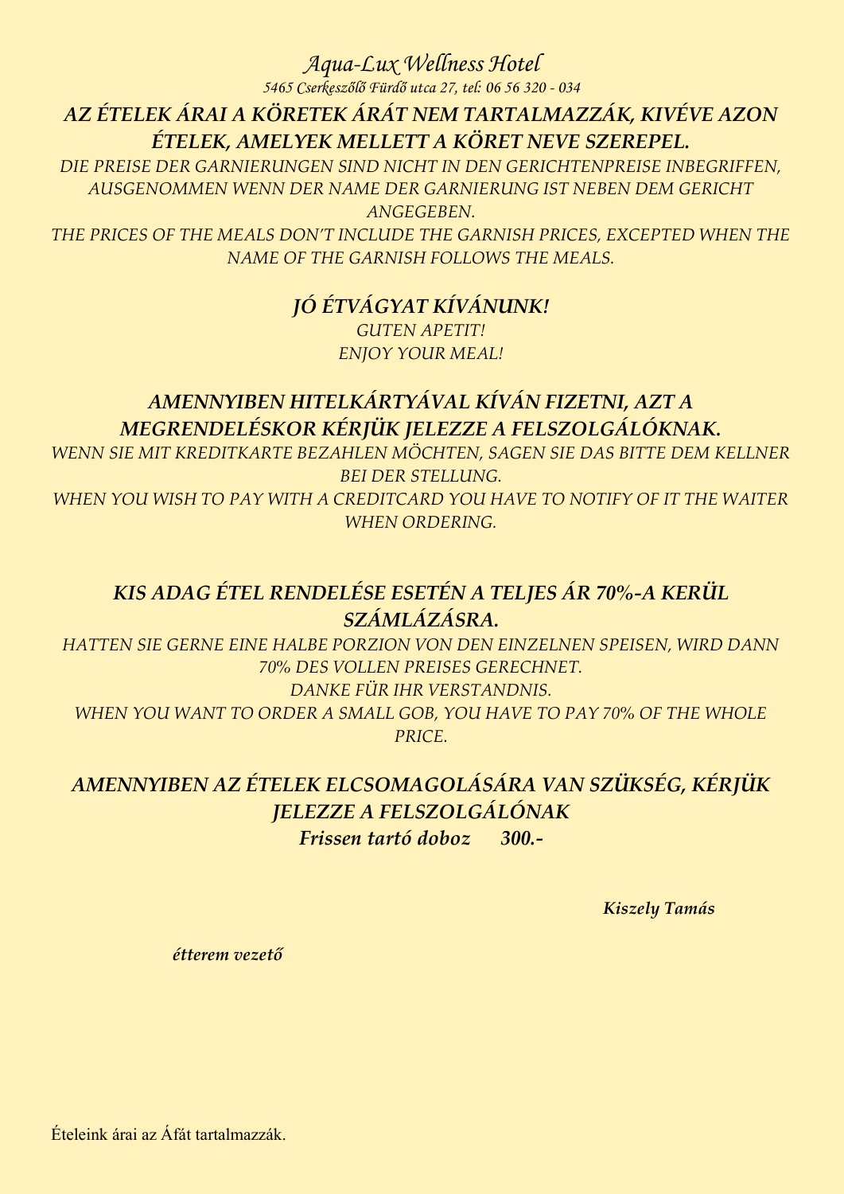*Aqua-Lux Wellness Hotel*

*5465 Cserkeszőlő Fürdő utca 27, tel: 06 56 320 - 034*

***AZ ÉTELEK ÁRAI A KÖRETEK ÁRÁT NEM TARTALMAZZÁK, KIVÉVE AZON ÉTELEK, AMELYEK MELLETT A KÖRET NEVE SZEREPEL.***

*DIE PREISE DER GARNIERUNGEN SIND NICHT IN DEN GERICHTENPREISE INBEGRIFFEN, AUSGENOMMEN WENN DER NAME DER GARNIERUNG IST NEBEN DEM GERICHT ANGEGEBEN.*

*THE PRICES OF THE MEALS DON'T INCLUDE THE GARNISH PRICES, EXCEPTED WHEN THE NAME OF THE GARNISH FOLLOWS THE MEALS.*

***JÓ ÉTVÁGYAT KÍVÁNUNK!***

*GUTEN APETIT!*

*ENJOY YOUR MEAL!*

***AMENNYIBEN HITELKÁRTYÁVAL KÍVÁN FIZETNI, AZT A MEGRENDELÉSKOR KÉRJÜK JELEZZE A FELSZOLGÁLÓKNAK.***

*WENN SIE MIT KREDITKARTE BEZAHLEN MÖCHTEN, SAGEN SIE DAS BITTE DEM KELLNER BEI DER STELLUNG.*

*WHEN YOU WISH TO PAY WITH A CREDITCARD YOU HAVE TO NOTIFY OF IT THE WAITER WHEN ORDERING.*

***KIS ADAG ÉTEL RENDELÉSE ESETÉN A TELJES ÁR 70%-A KERÜL SZÁMLÁZÁSRA.***

*HATTEN SIE GERNE EINE HALBE PORZION VON DEN EINZELNEN SPEISEN, WIRD DANN 70% DES VOLLEN PREISES GERECHNET.*

*DANKE FÜR IHR VERSTANDNIS.*

*WHEN YOU WANT TO ORDER A SMALL GOB, YOU HAVE TO PAY 70% OF THE WHOLE PRICE.*

***AMENNYIBEN AZ ÉTELEK ELCSOMAGOLÁSÁRA VAN SZÜKSÉG, KÉRJÜK JELEZZE A FELSZOLGÁLÓNAK***

***Frissen tartó doboz 300.-***

***Kiszely Tamás***

***étterem vezető***

Ételeink árai az Áfát tartalmazzák.